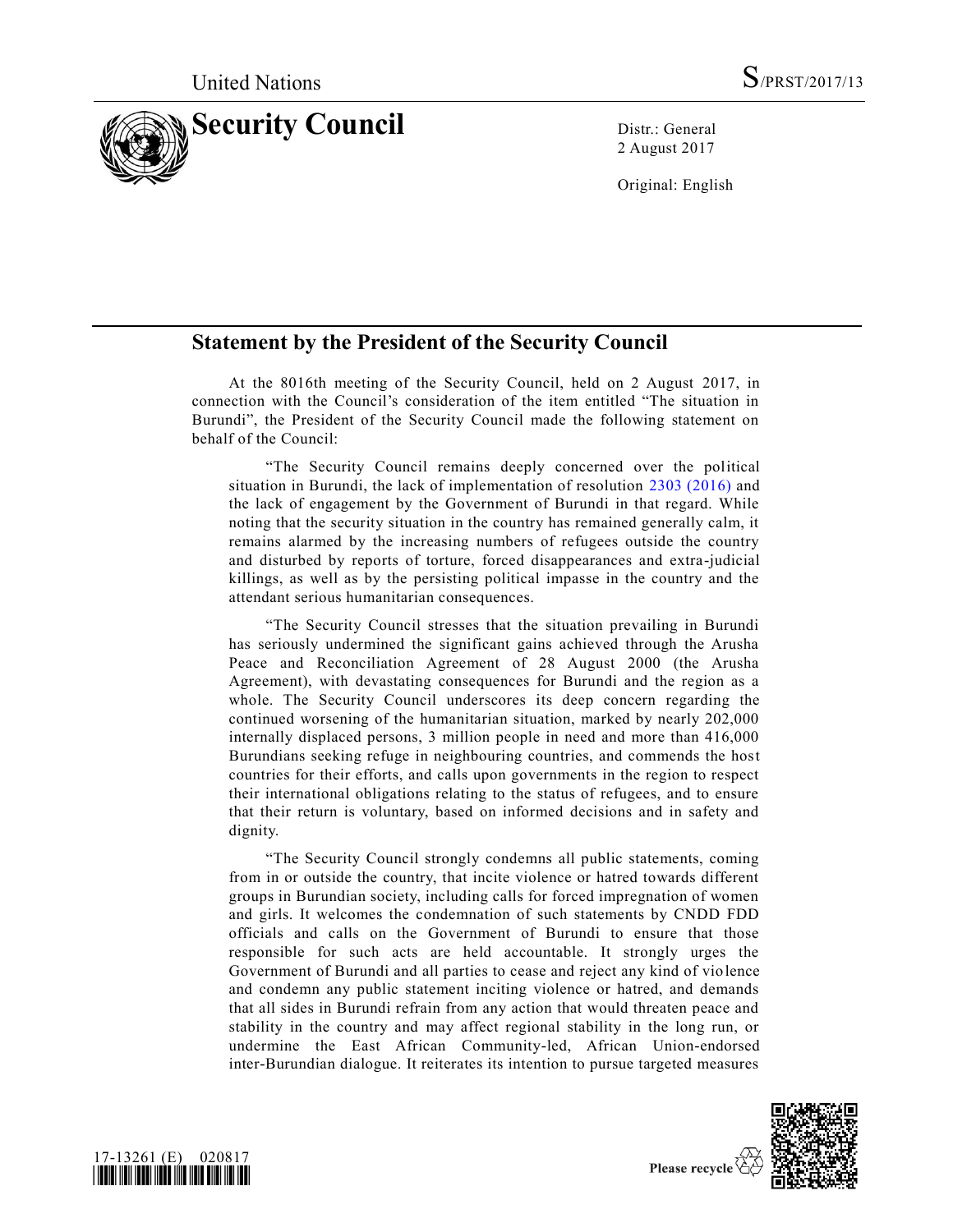United Nations S/PRST/2017/13

# Security Council

Distr.: General
2 August 2017

Original: English

## Statement by the President of the Security Council

At the 8016th meeting of the Security Council, held on 2 August 2017, in connection with the Council's consideration of the item entitled "The situation in Burundi", the President of the Security Council made the following statement on behalf of the Council:

"The Security Council remains deeply concerned over the political situation in Burundi, the lack of implementation of resolution 2303 (2016) and the lack of engagement by the Government of Burundi in that regard. While noting that the security situation in the country has remained generally calm, it remains alarmed by the increasing numbers of refugees outside the country and disturbed by reports of torture, forced disappearances and extra-judicial killings, as well as by the persisting political impasse in the country and the attendant serious humanitarian consequences.

"The Security Council stresses that the situation prevailing in Burundi has seriously undermined the significant gains achieved through the Arusha Peace and Reconciliation Agreement of 28 August 2000 (the Arusha Agreement), with devastating consequences for Burundi and the region as a whole. The Security Council underscores its deep concern regarding the continued worsening of the humanitarian situation, marked by nearly 202,000 internally displaced persons, 3 million people in need and more than 416,000 Burundians seeking refuge in neighbouring countries, and commends the host countries for their efforts, and calls upon governments in the region to respect their international obligations relating to the status of refugees, and to ensure that their return is voluntary, based on informed decisions and in safety and dignity.

"The Security Council strongly condemns all public statements, coming from in or outside the country, that incite violence or hatred towards different groups in Burundian society, including calls for forced impregnation of women and girls. It welcomes the condemnation of such statements by CNDD FDD officials and calls on the Government of Burundi to ensure that those responsible for such acts are held accountable. It strongly urges the Government of Burundi and all parties to cease and reject any kind of violence and condemn any public statement inciting violence or hatred, and demands that all sides in Burundi refrain from any action that would threaten peace and stability in the country and may affect regional stability in the long run, or undermine the East African Community-led, African Union-endorsed inter-Burundian dialogue. It reiterates its intention to pursue targeted measures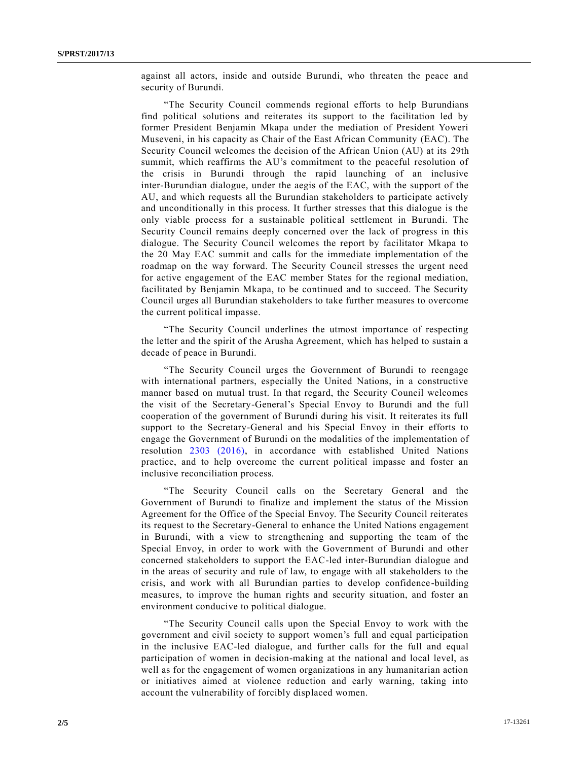against all actors, inside and outside Burundi, who threaten the peace and security of Burundi.

"The Security Council commends regional efforts to help Burundians find political solutions and reiterates its support to the facilitation led by former President Benjamin Mkapa under the mediation of President Yoweri Museveni, in his capacity as Chair of the East African Community (EAC). The Security Council welcomes the decision of the African Union (AU) at its 29th summit, which reaffirms the AU's commitment to the peaceful resolution of the crisis in Burundi through the rapid launching of an inclusive inter-Burundian dialogue, under the aegis of the EAC, with the support of the AU, and which requests all the Burundian stakeholders to participate actively and unconditionally in this process. It further stresses that this dialogue is the only viable process for a sustainable political settlement in Burundi. The Security Council remains deeply concerned over the lack of progress in this dialogue. The Security Council welcomes the report by facilitator Mkapa to the 20 May EAC summit and calls for the immediate implementation of the roadmap on the way forward. The Security Council stresses the urgent need for active engagement of the EAC member States for the regional mediation, facilitated by Benjamin Mkapa, to be continued and to succeed. The Security Council urges all Burundian stakeholders to take further measures to overcome the current political impasse.

"The Security Council underlines the utmost importance of respecting the letter and the spirit of the Arusha Agreement, which has helped to sustain a decade of peace in Burundi.

"The Security Council urges the Government of Burundi to reengage with international partners, especially the United Nations, in a constructive manner based on mutual trust. In that regard, the Security Council welcomes the visit of the Secretary-General's Special Envoy to Burundi and the full cooperation of the government of Burundi during his visit. It reiterates its full support to the Secretary-General and his Special Envoy in their efforts to engage the Government of Burundi on the modalities of the implementation of resolution 2303 (2016), in accordance with established United Nations practice, and to help overcome the current political impasse and foster an inclusive reconciliation process.

"The Security Council calls on the Secretary General and the Government of Burundi to finalize and implement the status of the Mission Agreement for the Office of the Special Envoy. The Security Council reiterates its request to the Secretary-General to enhance the United Nations engagement in Burundi, with a view to strengthening and supporting the team of the Special Envoy, in order to work with the Government of Burundi and other concerned stakeholders to support the EAC-led inter-Burundian dialogue and in the areas of security and rule of law, to engage with all stakeholders to the crisis, and work with all Burundian parties to develop confidence-building measures, to improve the human rights and security situation, and foster an environment conducive to political dialogue.

"The Security Council calls upon the Special Envoy to work with the government and civil society to support women's full and equal participation in the inclusive EAC-led dialogue, and further calls for the full and equal participation of women in decision-making at the national and local level, as well as for the engagement of women organizations in any humanitarian action or initiatives aimed at violence reduction and early warning, taking into account the vulnerability of forcibly displaced women.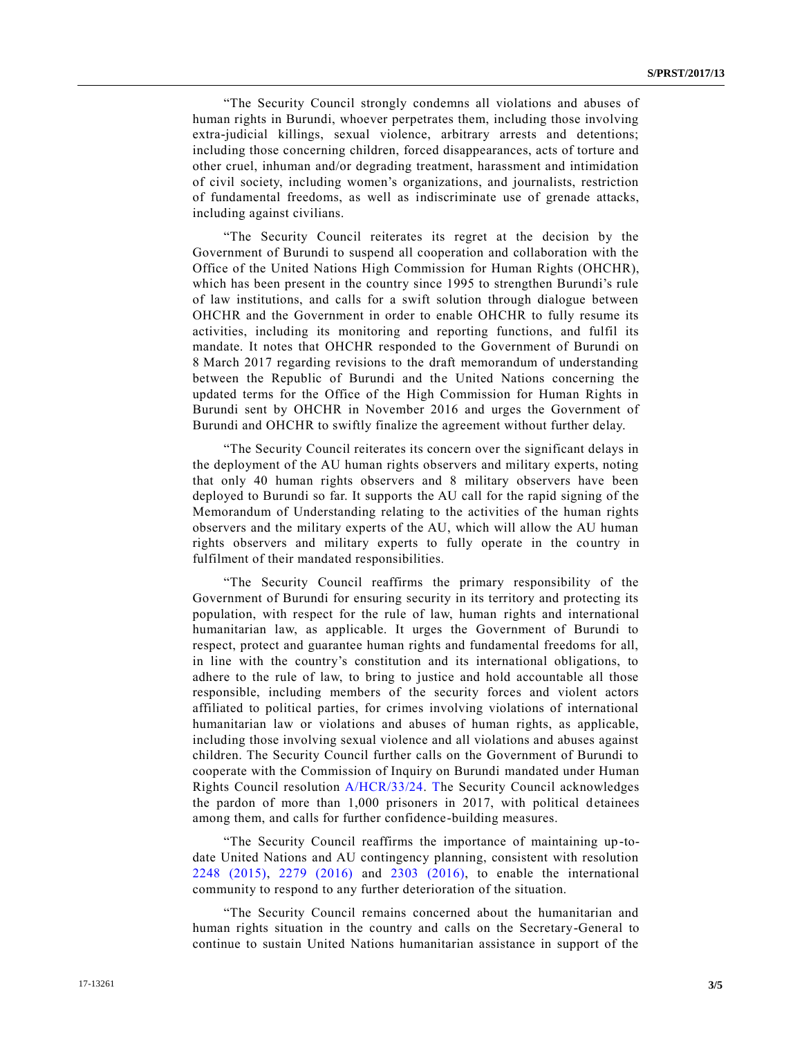"The Security Council strongly condemns all violations and abuses of human rights in Burundi, whoever perpetrates them, including those involving extra-judicial killings, sexual violence, arbitrary arrests and detentions; including those concerning children, forced disappearances, acts of torture and other cruel, inhuman and/or degrading treatment, harassment and intimidation of civil society, including women's organizations, and journalists, restriction of fundamental freedoms, as well as indiscriminate use of grenade attacks, including against civilians.

"The Security Council reiterates its regret at the decision by the Government of Burundi to suspend all cooperation and collaboration with the Office of the United Nations High Commission for Human Rights (OHCHR), which has been present in the country since 1995 to strengthen Burundi's rule of law institutions, and calls for a swift solution through dialogue between OHCHR and the Government in order to enable OHCHR to fully resume its activities, including its monitoring and reporting functions, and fulfil its mandate. It notes that OHCHR responded to the Government of Burundi on 8 March 2017 regarding revisions to the draft memorandum of understanding between the Republic of Burundi and the United Nations concerning the updated terms for the Office of the High Commission for Human Rights in Burundi sent by OHCHR in November 2016 and urges the Government of Burundi and OHCHR to swiftly finalize the agreement without further delay.

"The Security Council reiterates its concern over the significant delays in the deployment of the AU human rights observers and military experts, noting that only 40 human rights observers and 8 military observers have been deployed to Burundi so far. It supports the AU call for the rapid signing of the Memorandum of Understanding relating to the activities of the human rights observers and the military experts of the AU, which will allow the AU human rights observers and military experts to fully operate in the country in fulfilment of their mandated responsibilities.

"The Security Council reaffirms the primary responsibility of the Government of Burundi for ensuring security in its territory and protecting its population, with respect for the rule of law, human rights and international humanitarian law, as applicable. It urges the Government of Burundi to respect, protect and guarantee human rights and fundamental freedoms for all, in line with the country's constitution and its international obligations, to adhere to the rule of law, to bring to justice and hold accountable all those responsible, including members of the security forces and violent actors affiliated to political parties, for crimes involving violations of international humanitarian law or violations and abuses of human rights, as applicable, including those involving sexual violence and all violations and abuses against children. The Security Council further calls on the Government of Burundi to cooperate with the Commission of Inquiry on Burundi mandated under Human Rights Council resolution A/HCR/33/24. The Security Council acknowledges the pardon of more than 1,000 prisoners in 2017, with political detainees among them, and calls for further confidence-building measures.

"The Security Council reaffirms the importance of maintaining up-to-date United Nations and AU contingency planning, consistent with resolution 2248 (2015), 2279 (2016) and 2303 (2016), to enable the international community to respond to any further deterioration of the situation.

"The Security Council remains concerned about the humanitarian and human rights situation in the country and calls on the Secretary-General to continue to sustain United Nations humanitarian assistance in support of the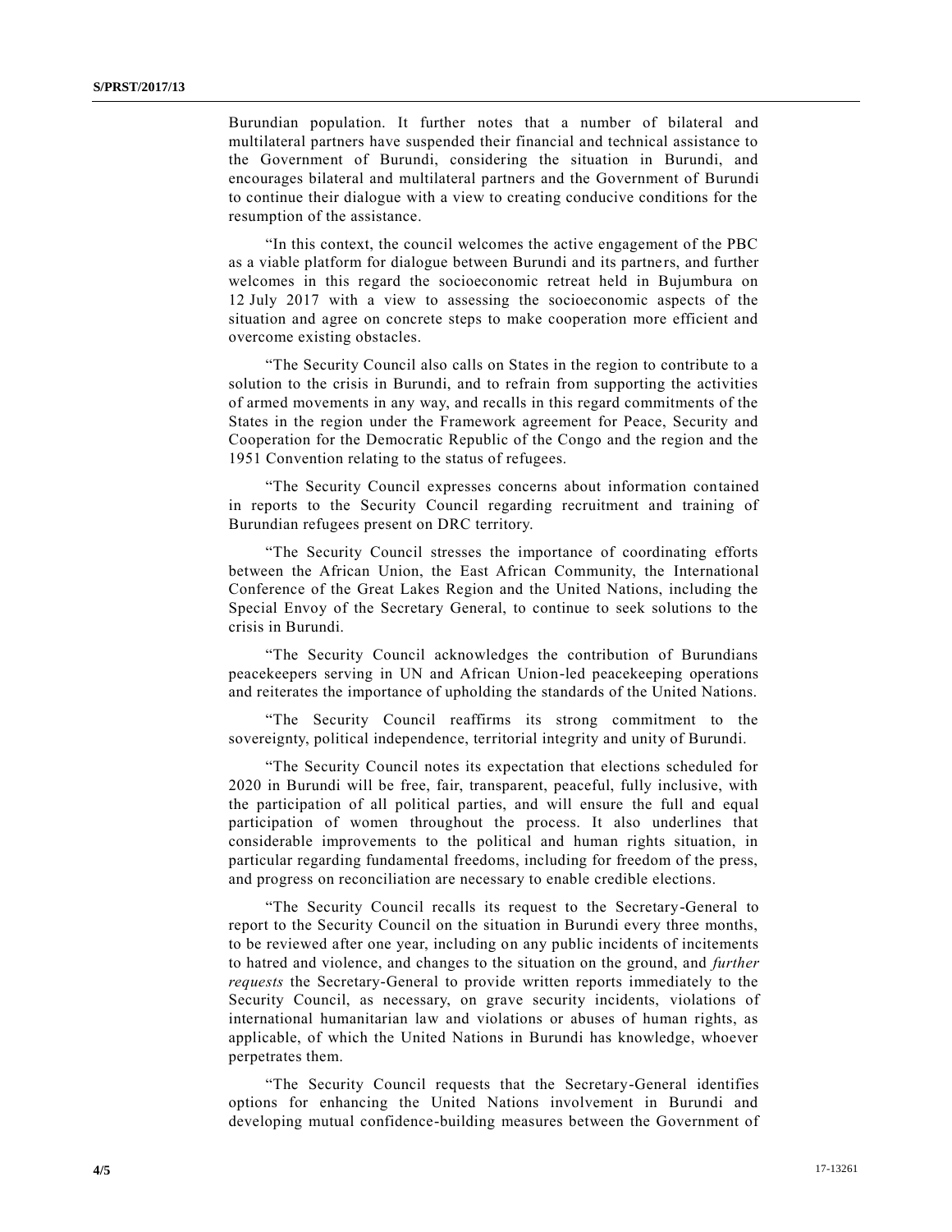Burundian population. It further notes that a number of bilateral and multilateral partners have suspended their financial and technical assistance to the Government of Burundi, considering the situation in Burundi, and encourages bilateral and multilateral partners and the Government of Burundi to continue their dialogue with a view to creating conducive conditions for the resumption of the assistance.

"In this context, the council welcomes the active engagement of the PBC as a viable platform for dialogue between Burundi and its partners, and further welcomes in this regard the socioeconomic retreat held in Bujumbura on 12 July 2017 with a view to assessing the socioeconomic aspects of the situation and agree on concrete steps to make cooperation more efficient and overcome existing obstacles.

"The Security Council also calls on States in the region to contribute to a solution to the crisis in Burundi, and to refrain from supporting the activities of armed movements in any way, and recalls in this regard commitments of the States in the region under the Framework agreement for Peace, Security and Cooperation for the Democratic Republic of the Congo and the region and the 1951 Convention relating to the status of refugees.

"The Security Council expresses concerns about information contained in reports to the Security Council regarding recruitment and training of Burundian refugees present on DRC territory.

"The Security Council stresses the importance of coordinating efforts between the African Union, the East African Community, the International Conference of the Great Lakes Region and the United Nations, including the Special Envoy of the Secretary General, to continue to seek solutions to the crisis in Burundi.

"The Security Council acknowledges the contribution of Burundians peacekeepers serving in UN and African Union-led peacekeeping operations and reiterates the importance of upholding the standards of the United Nations.

"The Security Council reaffirms its strong commitment to the sovereignty, political independence, territorial integrity and unity of Burundi.

"The Security Council notes its expectation that elections scheduled for 2020 in Burundi will be free, fair, transparent, peaceful, fully inclusive, with the participation of all political parties, and will ensure the full and equal participation of women throughout the process. It also underlines that considerable improvements to the political and human rights situation, in particular regarding fundamental freedoms, including for freedom of the press, and progress on reconciliation are necessary to enable credible elections.

"The Security Council recalls its request to the Secretary-General to report to the Security Council on the situation in Burundi every three months, to be reviewed after one year, including on any public incidents of incitements to hatred and violence, and changes to the situation on the ground, and *further requests* the Secretary-General to provide written reports immediately to the Security Council, as necessary, on grave security incidents, violations of international humanitarian law and violations or abuses of human rights, as applicable, of which the United Nations in Burundi has knowledge, whoever perpetrates them.

"The Security Council requests that the Secretary-General identifies options for enhancing the United Nations involvement in Burundi and developing mutual confidence-building measures between the Government of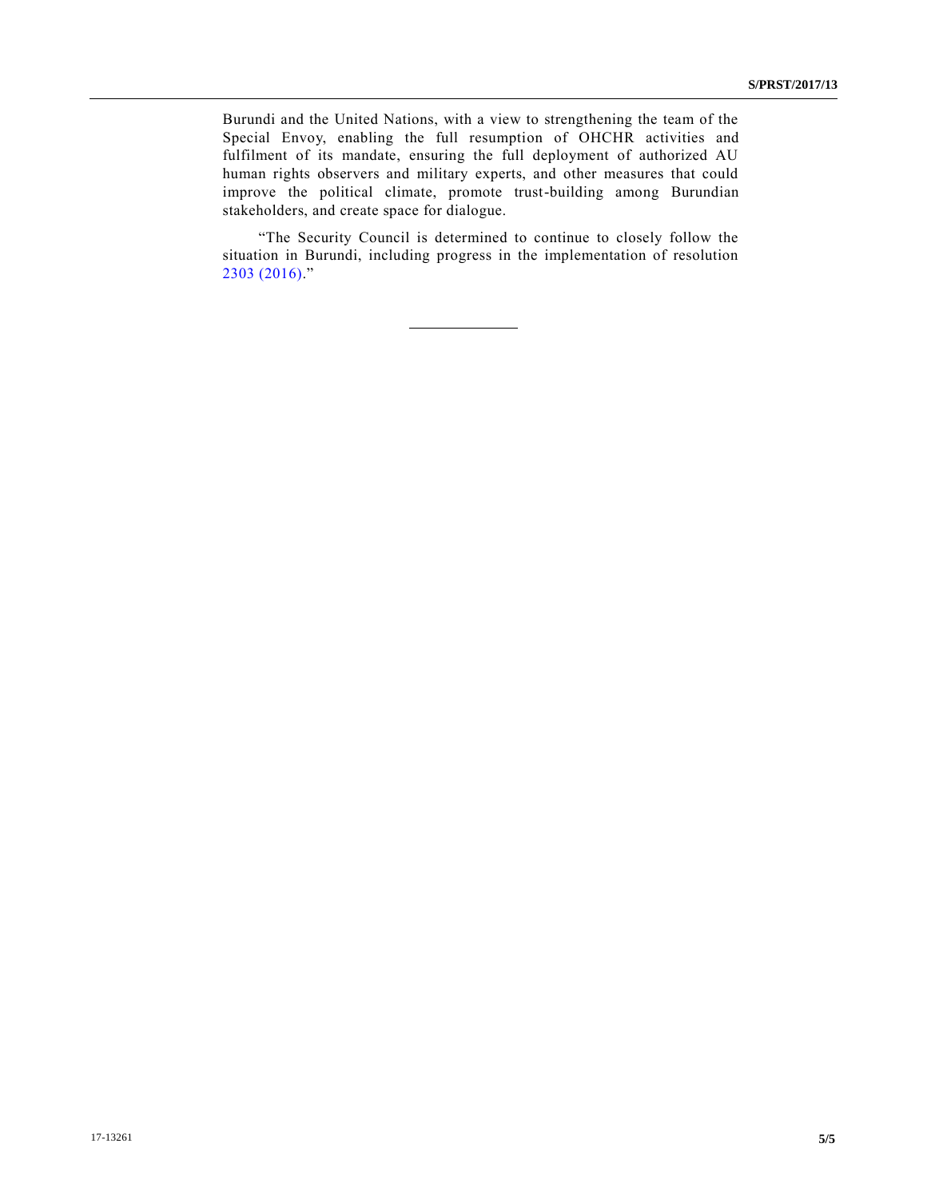Burundi and the United Nations, with a view to strengthening the team of the Special Envoy, enabling the full resumption of OHCHR activities and fulfilment of its mandate, ensuring the full deployment of authorized AU human rights observers and military experts, and other measures that could improve the political climate, promote trust-building among Burundian stakeholders, and create space for dialogue.

"The Security Council is determined to continue to closely follow the situation in Burundi, including progress in the implementation of resolution 2303 (2016)."